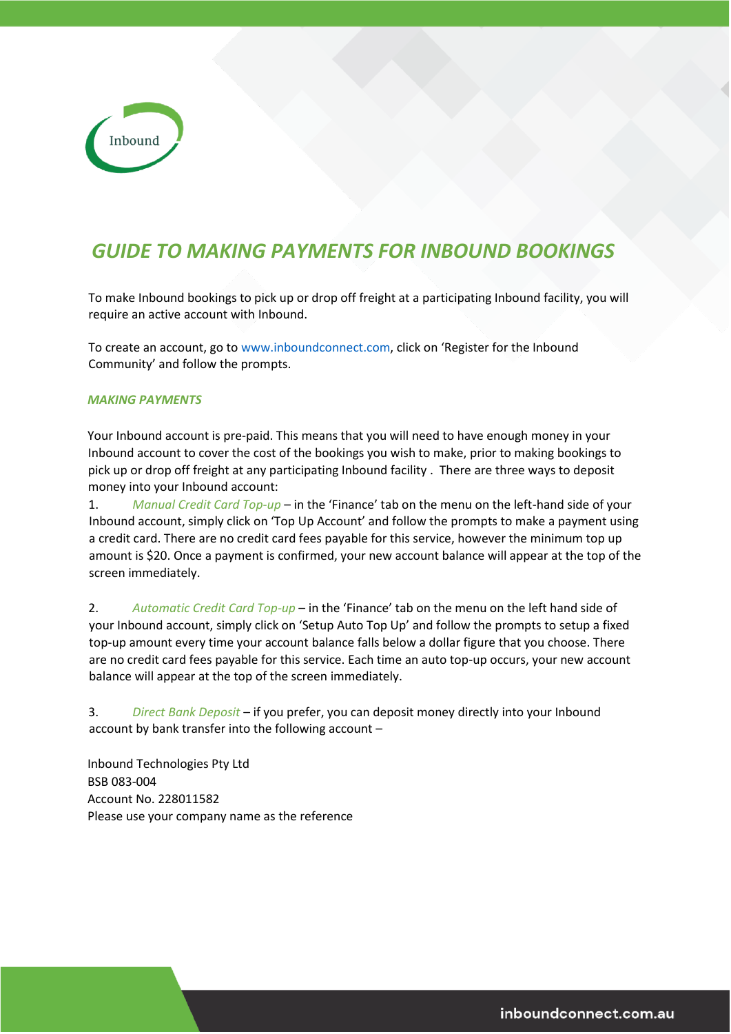Inbound

# GUIDE TO MAKING PAYMENTS FOR INBOUND BOOKINGS

To make Inbound bookings to pick up or drop off freight at a participating Inbound facility, you will require an active account with Inbound.

To create an account, go to www.inboundconnect.com, click on 'Register for the Inbound Community' and follow the prompts.

## *MAKING PAYMENTS*

Your Inbound account is pre-paid. This means that you will need to have enough money in your Inbound account to cover the cost of the bookings you wish to make, prior to making bookings to pick up or drop off freight at any participating Inbound facility . There are three ways to deposit money into your Inbound account:

1. *Manual Credit Card Top-up* – in the 'Finance' tab on the menu on the left-hand side of your Inbound account, simply click on 'Top Up Account' and follow the prompts to make a payment using a credit card. There are no credit card fees payable for this service, however the minimum top up amount is $20. Once a payment is confirmed, your new account balance will appear at the top of the screen immediately.

2. *Automatic Credit Card Top-up* – in the 'Finance' tab on the menu on the left hand side of your Inbound account, simply click on 'Setup Auto Top Up' and follow the prompts to setup a fixed top-up amount every time your account balance falls below a dollar figure that you choose. There are no credit card fees payable for this service. Each time an auto top-up occurs, your new account balance will appear at the top of the screen immediately.

3. *Direct Bank Deposit* – if you prefer, you can deposit money directly into your Inbound account by bank transfer into the following account –

Inbound Technologies Pty Ltd
BSB 083-004
Account No. 228011582
Please use your company name as the reference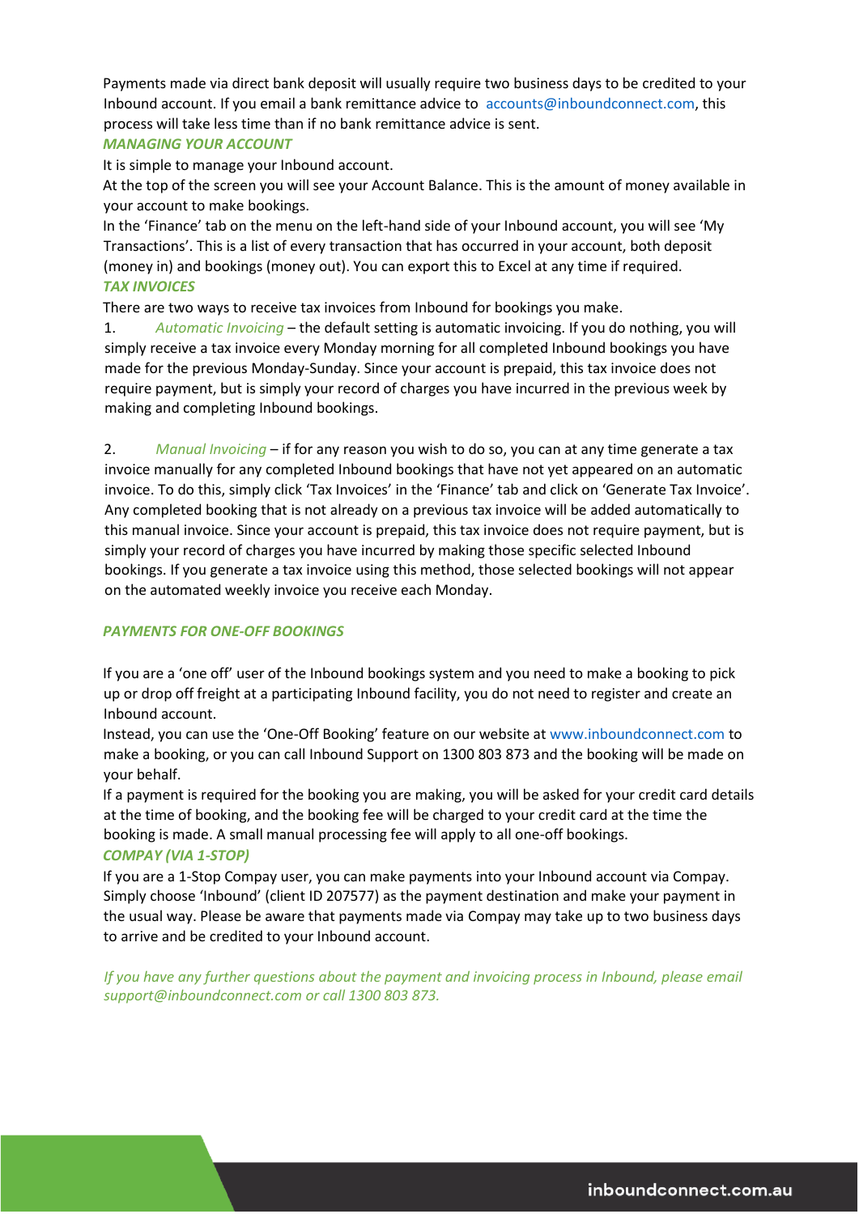Payments made via direct bank deposit will usually require two business days to be credited to your Inbound account. If you email a bank remittance advice to accounts@inboundconnect.com, this process will take less time than if no bank remittance advice is sent.

### *MANAGING YOUR ACCOUNT*

It is simple to manage your Inbound account.

At the top of the screen you will see your Account Balance. This is the amount of money available in your account to make bookings.

In the 'Finance' tab on the menu on the left-hand side of your Inbound account, you will see 'My Transactions'. This is a list of every transaction that has occurred in your account, both deposit (money in) and bookings (money out). You can export this to Excel at any time if required.

### *TAX INVOICES*

There are two ways to receive tax invoices from Inbound for bookings you make.

1. *Automatic Invoicing* – the default setting is automatic invoicing. If you do nothing, you will simply receive a tax invoice every Monday morning for all completed Inbound bookings you have made for the previous Monday-Sunday. Since your account is prepaid, this tax invoice does not require payment, but is simply your record of charges you have incurred in the previous week by making and completing Inbound bookings.

2. *Manual Invoicing* – if for any reason you wish to do so, you can at any time generate a tax invoice manually for any completed Inbound bookings that have not yet appeared on an automatic invoice. To do this, simply click 'Tax Invoices' in the 'Finance' tab and click on 'Generate Tax Invoice'. Any completed booking that is not already on a previous tax invoice will be added automatically to this manual invoice. Since your account is prepaid, this tax invoice does not require payment, but is simply your record of charges you have incurred by making those specific selected Inbound bookings. If you generate a tax invoice using this method, those selected bookings will not appear on the automated weekly invoice you receive each Monday.

### *PAYMENTS FOR ONE-OFF BOOKINGS*

If you are a 'one off' user of the Inbound bookings system and you need to make a booking to pick up or drop off freight at a participating Inbound facility, you do not need to register and create an Inbound account.

Instead, you can use the 'One-Off Booking' feature on our website at www.inboundconnect.com to make a booking, or you can call Inbound Support on 1300 803 873 and the booking will be made on your behalf.

If a payment is required for the booking you are making, you will be asked for your credit card details at the time of booking, and the booking fee will be charged to your credit card at the time the booking is made. A small manual processing fee will apply to all one-off bookings.

### *COMPAY (VIA 1-STOP)*

If you are a 1-Stop Compay user, you can make payments into your Inbound account via Compay. Simply choose 'Inbound' (client ID 207577) as the payment destination and make your payment in the usual way. Please be aware that payments made via Compay may take up to two business days to arrive and be credited to your Inbound account.

*If you have any further questions about the payment and invoicing process in Inbound, please email support@inboundconnect.com or call 1300 803 873.*